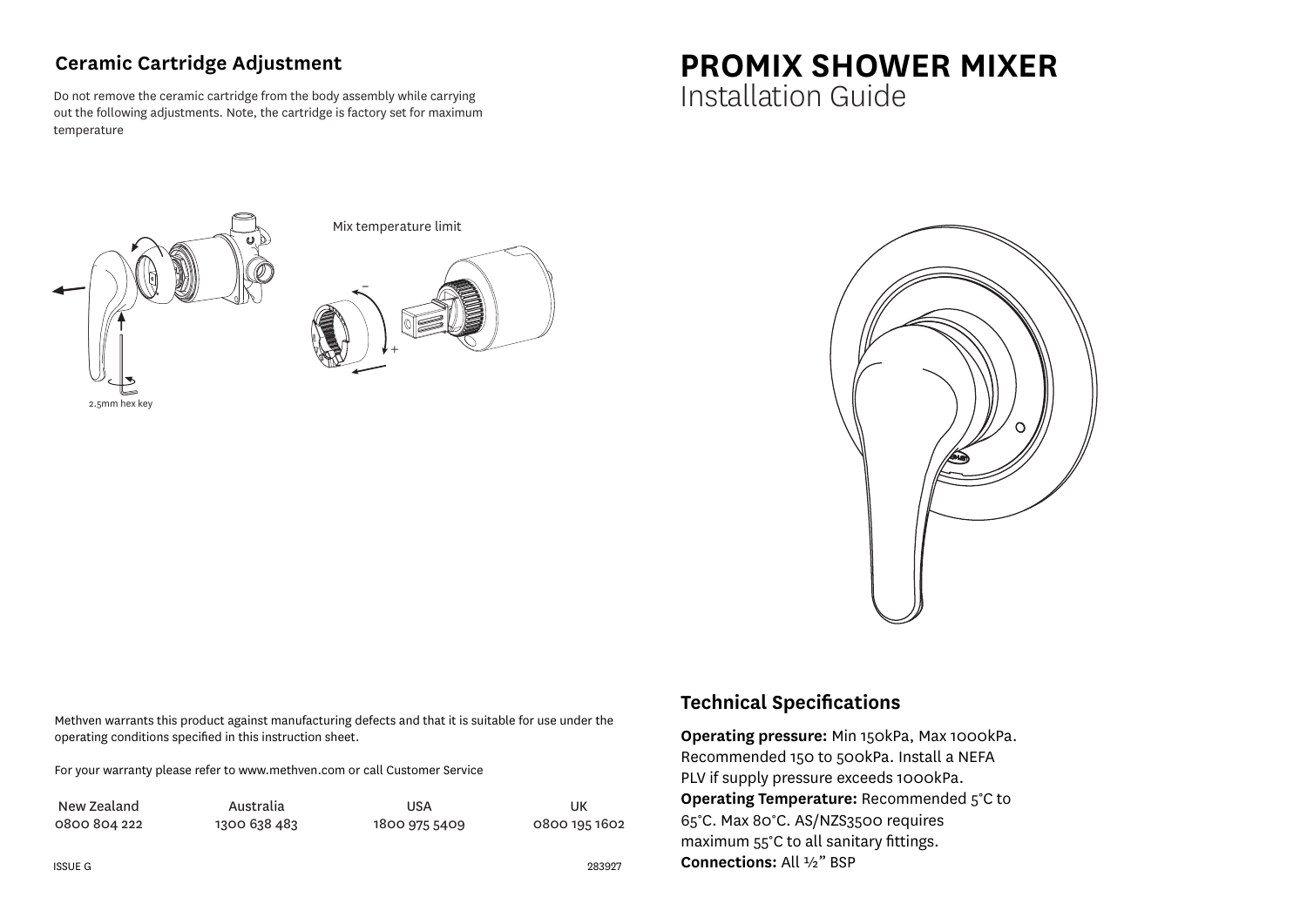# PROMIX SHOWER MIXER

Installation Guide

## Ceramic Cartridge Adjustment

Do not remove the ceramic cartridge from the body assembly while carrying out the following adjustments. Note, the cartridge is factory set for maximum temperature

2.5mm hex key

Mix temperature limit

–

+

## Technical Specifications

**Operating pressure:** Min 150kPa, Max 1000kPa. Recommended 150 to 500kPa. Install a NEFA PLV if supply pressure exceeds 1000kPa.
**Operating Temperature:** Recommended 5°C to 65°C. Max 80°C. AS/NZS3500 requires maximum 55°C to all sanitary fittings.
**Connections:** All ½" BSP

Methven warrants this product against manufacturing defects and that it is suitable for use under the operating conditions specified in this instruction sheet.

For your warranty please refer to www.methven.com or call Customer Service

| New Zealand | Australia | USA | UK |
|---|---|---|---|
| 0800 804 222 | 1300 638 483 | 1800 975 5409 | 0800 195 1602 |

ISSUE G

283927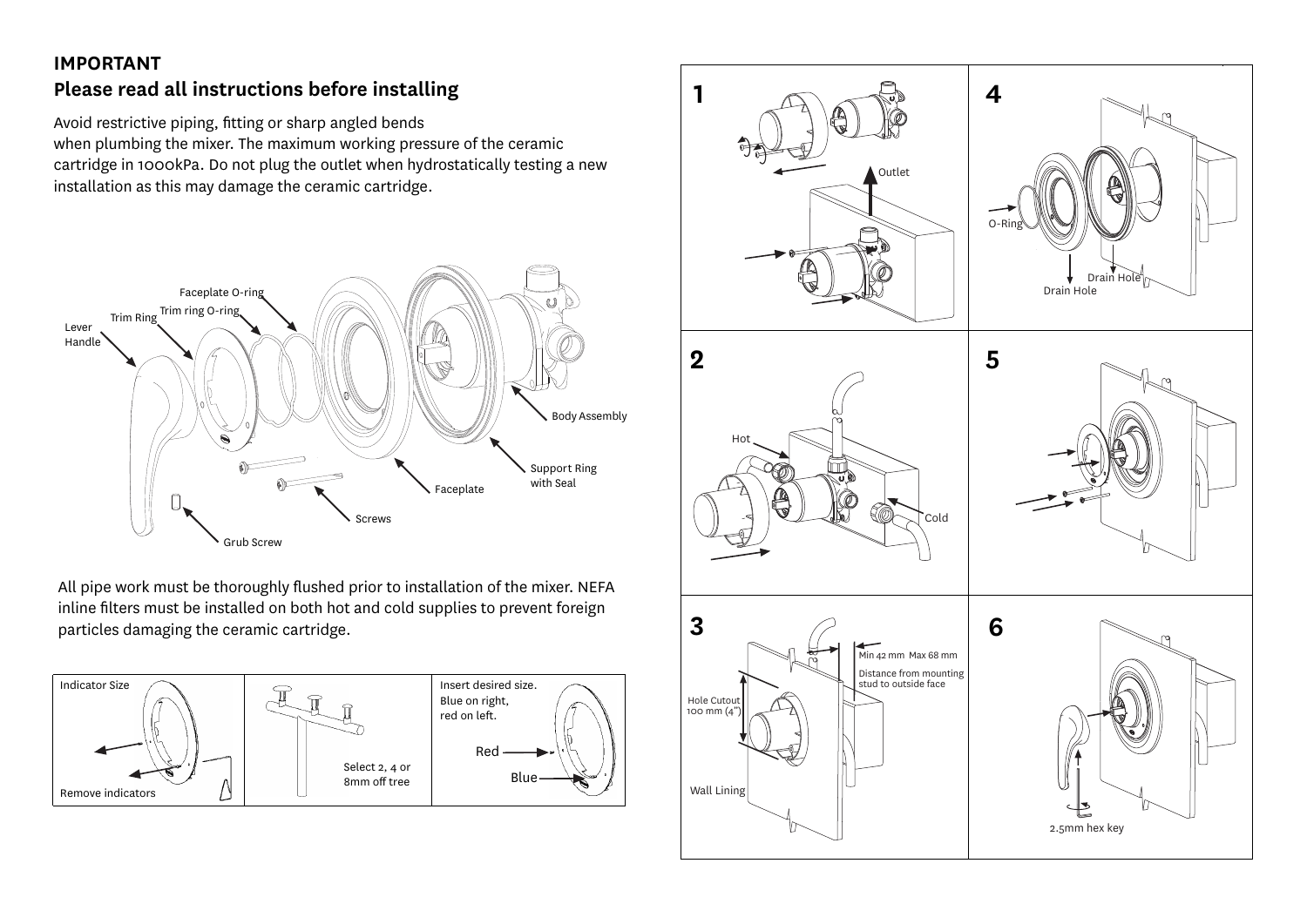**IMPORTANT**

## Please read all instructions before installing

Avoid restrictive piping, fitting or sharp angled bends when plumbing the mixer. The maximum working pressure of the ceramic cartridge in 1000kPa. Do not plug the outlet when hydrostatically testing a new installation as this may damage the ceramic cartridge.

Lever Handle

Trim Ring

Trim ring O-ring

Faceplate O-ring

Body Assembly

Support Ring with Seal

Faceplate

Screws

Grub Screw

All pipe work must be thoroughly flushed prior to installation of the mixer. NEFA inline filters must be installed on both hot and cold supplies to prevent foreign particles damaging the ceramic cartridge.

Indicator Size

Remove indicators

Select 2, 4 or 8mm off tree

Insert desired size. Blue on right, red on left.

Red

Blue

**1**

Outlet

**2**

Hot

Cold

**3**

Min 42 mm Max 68 mm

Distance from mounting stud to outside face

Hole Cutout 100 mm (4")

Wall Lining

**4**

O-Ring

Drain Hole

Drain Hole

**5**

**6**

2.5mm hex key